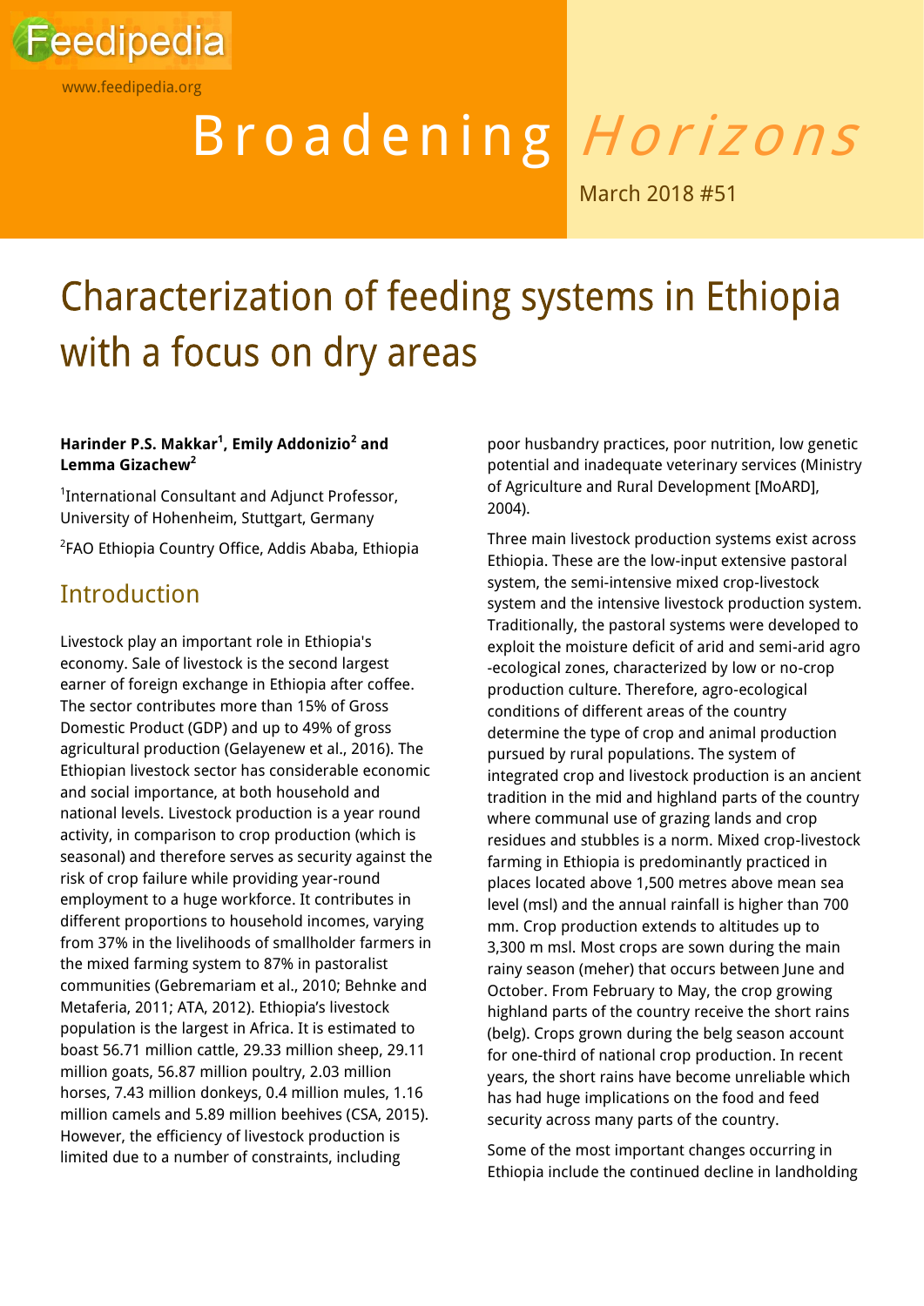Feedipedia

www.feedipedia.org

Broadening *Horizons*

March 2018 #51

# Characterization of feeding systems in Ethiopia with a focus on dry areas

**Harinder P.S. Makkar[1], Emily Addonizio[2] and Lemma Gizachew[2]**

[1]International Consultant and Adjunct Professor, University of Hohenheim, Stuttgart, Germany

[2]FAO Ethiopia Country Office, Addis Ababa, Ethiopia

## Introduction

Livestock play an important role in Ethiopia's economy. Sale of livestock is the second largest earner of foreign exchange in Ethiopia after coffee. The sector contributes more than 15% of Gross Domestic Product (GDP) and up to 49% of gross agricultural production (Gelayenew et al., 2016). The Ethiopian livestock sector has considerable economic and social importance, at both household and national levels. Livestock production is a year round activity, in comparison to crop production (which is seasonal) and therefore serves as security against the risk of crop failure while providing year-round employment to a huge workforce. It contributes in different proportions to household incomes, varying from 37% in the livelihoods of smallholder farmers in the mixed farming system to 87% in pastoralist communities (Gebremariam et al., 2010; Behnke and Metaferia, 2011; ATA, 2012). Ethiopia's livestock population is the largest in Africa. It is estimated to boast 56.71 million cattle, 29.33 million sheep, 29.11 million goats, 56.87 million poultry, 2.03 million horses, 7.43 million donkeys, 0.4 million mules, 1.16 million camels and 5.89 million beehives (CSA, 2015). However, the efficiency of livestock production is limited due to a number of constraints, including poor husbandry practices, poor nutrition, low genetic potential and inadequate veterinary services (Ministry of Agriculture and Rural Development [MoARD], 2004).

Three main livestock production systems exist across Ethiopia. These are the low-input extensive pastoral system, the semi-intensive mixed crop-livestock system and the intensive livestock production system. Traditionally, the pastoral systems were developed to exploit the moisture deficit of arid and semi-arid agro-ecological zones, characterized by low or no-crop production culture. Therefore, agro-ecological conditions of different areas of the country determine the type of crop and animal production pursued by rural populations. The system of integrated crop and livestock production is an ancient tradition in the mid and highland parts of the country where communal use of grazing lands and crop residues and stubbles is a norm. Mixed crop-livestock farming in Ethiopia is predominantly practiced in places located above 1,500 metres above mean sea level (msl) and the annual rainfall is higher than 700 mm. Crop production extends to altitudes up to 3,300 m msl. Most crops are sown during the main rainy season (meher) that occurs between June and October. From February to May, the crop growing highland parts of the country receive the short rains (belg). Crops grown during the belg season account for one-third of national crop production. In recent years, the short rains have become unreliable which has had huge implications on the food and feed security across many parts of the country.

Some of the most important changes occurring in Ethiopia include the continued decline in landholding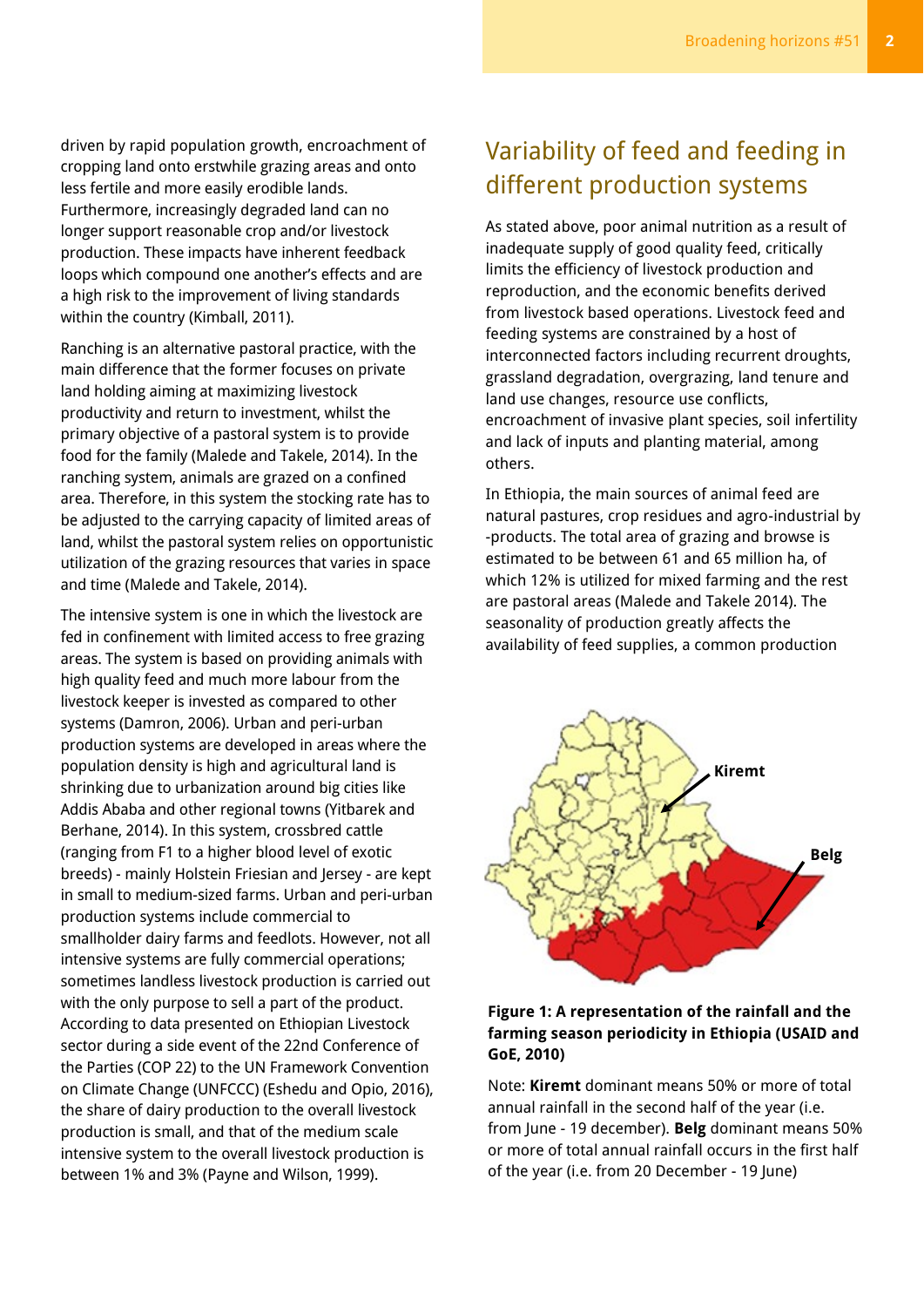driven by rapid population growth, encroachment of cropping land onto erstwhile grazing areas and onto less fertile and more easily erodible lands. Furthermore, increasingly degraded land can no longer support reasonable crop and/or livestock production. These impacts have inherent feedback loops which compound one another's effects and are a high risk to the improvement of living standards within the country (Kimball, 2011).

Ranching is an alternative pastoral practice, with the main difference that the former focuses on private land holding aiming at maximizing livestock productivity and return to investment, whilst the primary objective of a pastoral system is to provide food for the family (Malede and Takele, 2014). In the ranching system, animals are grazed on a confined area. Therefore, in this system the stocking rate has to be adjusted to the carrying capacity of limited areas of land, whilst the pastoral system relies on opportunistic utilization of the grazing resources that varies in space and time (Malede and Takele, 2014).

The intensive system is one in which the livestock are fed in confinement with limited access to free grazing areas. The system is based on providing animals with high quality feed and much more labour from the livestock keeper is invested as compared to other systems (Damron, 2006). Urban and peri-urban production systems are developed in areas where the population density is high and agricultural land is shrinking due to urbanization around big cities like Addis Ababa and other regional towns (Yitbarek and Berhane, 2014). In this system, crossbred cattle (ranging from F1 to a higher blood level of exotic breeds) - mainly Holstein Friesian and Jersey - are kept in small to medium-sized farms. Urban and peri-urban production systems include commercial to smallholder dairy farms and feedlots. However, not all intensive systems are fully commercial operations; sometimes landless livestock production is carried out with the only purpose to sell a part of the product. According to data presented on Ethiopian Livestock sector during a side event of the 22nd Conference of the Parties (COP 22) to the UN Framework Convention on Climate Change (UNFCCC) (Eshedu and Opio, 2016), the share of dairy production to the overall livestock production is small, and that of the medium scale intensive system to the overall livestock production is between 1% and 3% (Payne and Wilson, 1999).

## Variability of feed and feeding in different production systems

As stated above, poor animal nutrition as a result of inadequate supply of good quality feed, critically limits the efficiency of livestock production and reproduction, and the economic benefits derived from livestock based operations. Livestock feed and feeding systems are constrained by a host of interconnected factors including recurrent droughts, grassland degradation, overgrazing, land tenure and land use changes, resource use conflicts, encroachment of invasive plant species, soil infertility and lack of inputs and planting material, among others.

In Ethiopia, the main sources of animal feed are natural pastures, crop residues and agro-industrial by -products. The total area of grazing and browse is estimated to be between 61 and 65 million ha, of which 12% is utilized for mixed farming and the rest are pastoral areas (Malede and Takele 2014). The seasonality of production greatly affects the availability of feed supplies, a common production

Kiremt

Belg

**Figure 1: A representation of the rainfall and the farming season periodicity in Ethiopia (USAID and GoE, 2010)**

Note: **Kiremt** dominant means 50% or more of total annual rainfall in the second half of the year (i.e. from June - 19 december). **Belg** dominant means 50% or more of total annual rainfall occurs in the first half of the year (i.e. from 20 December - 19 June)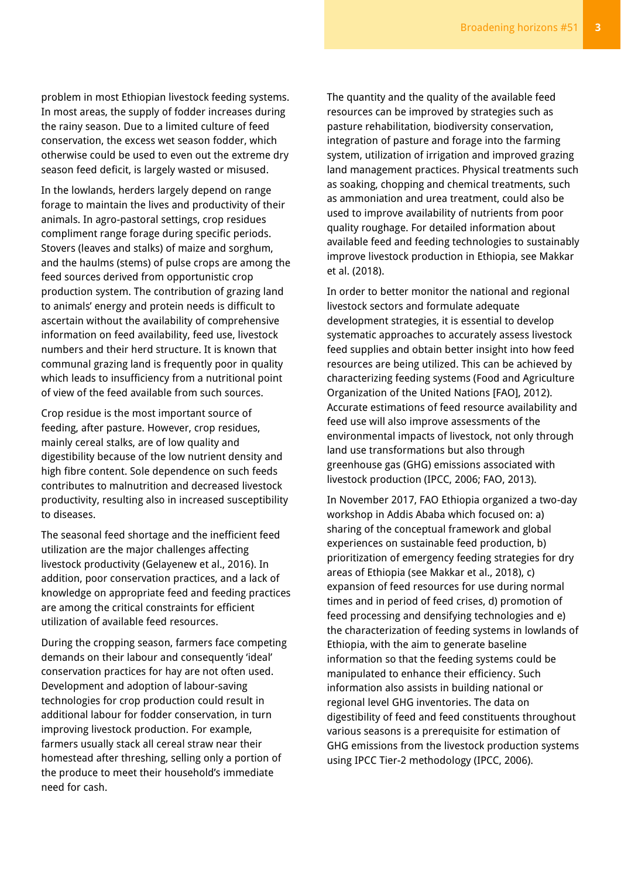problem in most Ethiopian livestock feeding systems. In most areas, the supply of fodder increases during the rainy season. Due to a limited culture of feed conservation, the excess wet season fodder, which otherwise could be used to even out the extreme dry season feed deficit, is largely wasted or misused.

In the lowlands, herders largely depend on range forage to maintain the lives and productivity of their animals. In agro-pastoral settings, crop residues compliment range forage during specific periods. Stovers (leaves and stalks) of maize and sorghum, and the haulms (stems) of pulse crops are among the feed sources derived from opportunistic crop production system. The contribution of grazing land to animals' energy and protein needs is difficult to ascertain without the availability of comprehensive information on feed availability, feed use, livestock numbers and their herd structure. It is known that communal grazing land is frequently poor in quality which leads to insufficiency from a nutritional point of view of the feed available from such sources.

Crop residue is the most important source of feeding, after pasture. However, crop residues, mainly cereal stalks, are of low quality and digestibility because of the low nutrient density and high fibre content. Sole dependence on such feeds contributes to malnutrition and decreased livestock productivity, resulting also in increased susceptibility to diseases.

The seasonal feed shortage and the inefficient feed utilization are the major challenges affecting livestock productivity (Gelayenew et al., 2016). In addition, poor conservation practices, and a lack of knowledge on appropriate feed and feeding practices are among the critical constraints for efficient utilization of available feed resources.

During the cropping season, farmers face competing demands on their labour and consequently 'ideal' conservation practices for hay are not often used. Development and adoption of labour-saving technologies for crop production could result in additional labour for fodder conservation, in turn improving livestock production. For example, farmers usually stack all cereal straw near their homestead after threshing, selling only a portion of the produce to meet their household's immediate need for cash.

The quantity and the quality of the available feed resources can be improved by strategies such as pasture rehabilitation, biodiversity conservation, integration of pasture and forage into the farming system, utilization of irrigation and improved grazing land management practices. Physical treatments such as soaking, chopping and chemical treatments, such as ammoniation and urea treatment, could also be used to improve availability of nutrients from poor quality roughage. For detailed information about available feed and feeding technologies to sustainably improve livestock production in Ethiopia, see Makkar et al. (2018).

In order to better monitor the national and regional livestock sectors and formulate adequate development strategies, it is essential to develop systematic approaches to accurately assess livestock feed supplies and obtain better insight into how feed resources are being utilized. This can be achieved by characterizing feeding systems (Food and Agriculture Organization of the United Nations [FAO], 2012). Accurate estimations of feed resource availability and feed use will also improve assessments of the environmental impacts of livestock, not only through land use transformations but also through greenhouse gas (GHG) emissions associated with livestock production (IPCC, 2006; FAO, 2013).

In November 2017, FAO Ethiopia organized a two-day workshop in Addis Ababa which focused on: a) sharing of the conceptual framework and global experiences on sustainable feed production, b) prioritization of emergency feeding strategies for dry areas of Ethiopia (see Makkar et al., 2018), c) expansion of feed resources for use during normal times and in period of feed crises, d) promotion of feed processing and densifying technologies and e) the characterization of feeding systems in lowlands of Ethiopia, with the aim to generate baseline information so that the feeding systems could be manipulated to enhance their efficiency. Such information also assists in building national or regional level GHG inventories. The data on digestibility of feed and feed constituents throughout various seasons is a prerequisite for estimation of GHG emissions from the livestock production systems using IPCC Tier-2 methodology (IPCC, 2006).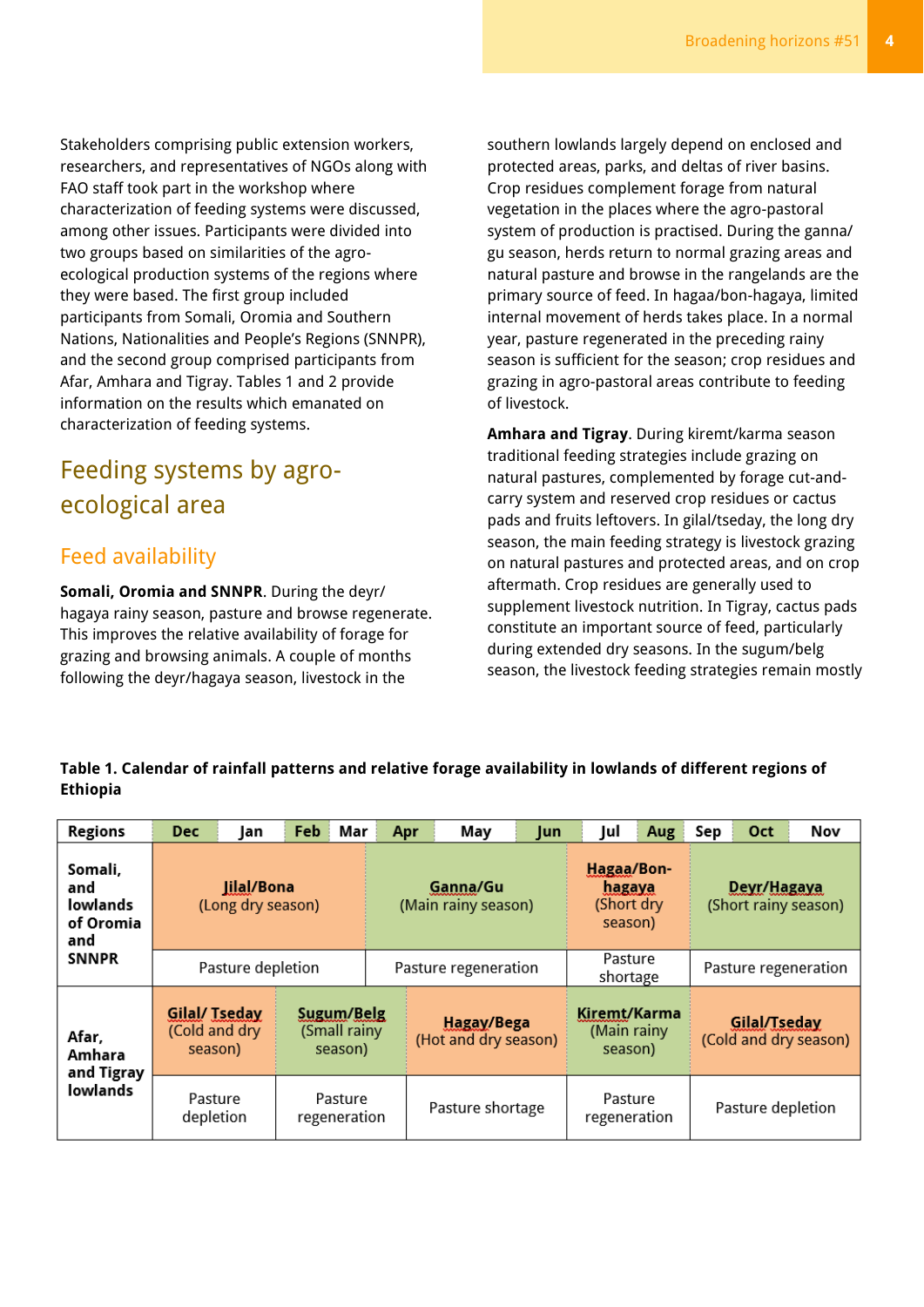Stakeholders comprising public extension workers, researchers, and representatives of NGOs along with FAO staff took part in the workshop where characterization of feeding systems were discussed, among other issues. Participants were divided into two groups based on similarities of the agro-ecological production systems of the regions where they were based. The first group included participants from Somali, Oromia and Southern Nations, Nationalities and People's Regions (SNNPR), and the second group comprised participants from Afar, Amhara and Tigray. Tables 1 and 2 provide information on the results which emanated on characterization of feeding systems.

## Feeding systems by agro-ecological area

### Feed availability

**Somali, Oromia and SNNPR**. During the deyr/hagaya rainy season, pasture and browse regenerate. This improves the relative availability of forage for grazing and browsing animals. A couple of months following the deyr/hagaya season, livestock in the southern lowlands largely depend on enclosed and protected areas, parks, and deltas of river basins. Crop residues complement forage from natural vegetation in the places where the agro-pastoral system of production is practised. During the ganna/gu season, herds return to normal grazing areas and natural pasture and browse in the rangelands are the primary source of feed. In hagaa/bon-hagaya, limited internal movement of herds takes place. In a normal year, pasture regenerated in the preceding rainy season is sufficient for the season; crop residues and grazing in agro-pastoral areas contribute to feeding of livestock.

**Amhara and Tigray**. During kiremt/karma season traditional feeding strategies include grazing on natural pastures, complemented by forage cut-and-carry system and reserved crop residues or cactus pads and fruits leftovers. In gilal/tseday, the long dry season, the main feeding strategy is livestock grazing on natural pastures and protected areas, and on crop aftermath. Crop residues are generally used to supplement livestock nutrition. In Tigray, cactus pads constitute an important source of feed, particularly during extended dry seasons. In the sugum/belg season, the livestock feeding strategies remain mostly

**Table 1. Calendar of rainfall patterns and relative forage availability in lowlands of different regions of Ethiopia**

| Regions | Dec | Jan | Feb | Mar | Apr | May | Jun | Jul | Aug | Sep | Oct | Nov |
|---|---|---|---|---|---|---|---|---|---|---|---|---|
| Somali, and lowlands of Oromia and SNNPR | Jilal/Bona (Long dry season) | | | | Ganna/Gu (Main rainy season) | | | Hagaa/Bon-hagaya (Short dry season) | | Deyr/Hagaya (Short rainy season) | | |
| | Pasture depletion | | | | Pasture regeneration | | | Pasture shortage | | Pasture regeneration | | |
| Afar, Amhara and Tigray lowlands | Gilal/ Tseday (Cold and dry season) | | Sugum/Belg (Small rainy season) | | Hagay/Bega (Hot and dry season) | | | Kiremt/Karma (Main rainy season) | | Gilal/Tseday (Cold and dry season) | | |
| | Pasture depletion | | Pasture regeneration | | Pasture shortage | | | Pasture regeneration | | Pasture depletion | | |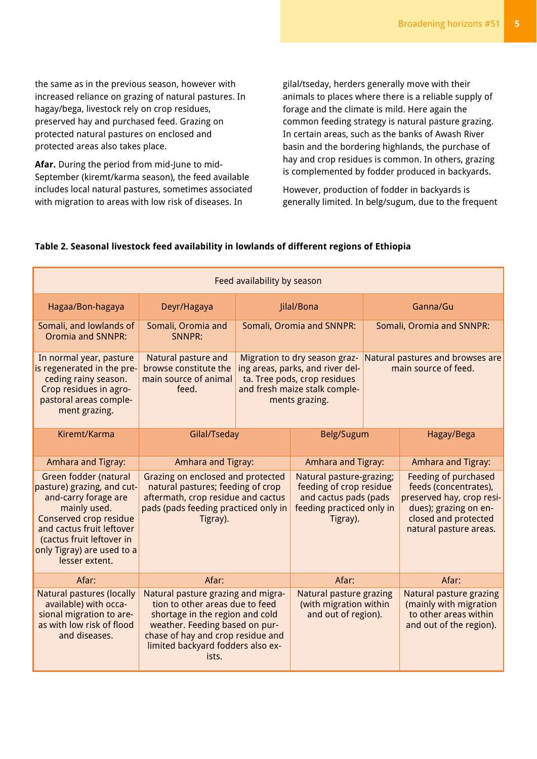the same as in the previous season, however with increased reliance on grazing of natural pastures. In hagay/bega, livestock rely on crop residues, preserved hay and purchased feed. Grazing on protected natural pastures on enclosed and protected areas also takes place.

**Afar.** During the period from mid-June to mid-September (kiremt/karma season), the feed available includes local natural pastures, sometimes associated with migration to areas with low risk of diseases. In gilal/tseday, herders generally move with their animals to places where there is a reliable supply of forage and the climate is mild. Here again the common feeding strategy is natural pasture grazing. In certain areas, such as the banks of Awash River basin and the bordering highlands, the purchase of hay and crop residues is common. In others, grazing is complemented by fodder produced in backyards.

However, production of fodder in backyards is generally limited. In belg/sugum, due to the frequent

**Table 2. Seasonal livestock feed availability in lowlands of different regions of Ethiopia**

| Feed availability by season | | | |
|---|---|---|---|
| Hagaa/Bon-hagaya | Deyr/Hagaya | Jilal/Bona | Ganna/Gu |
| Somali, and lowlands of Oromia and SNNPR: | Somali, Oromia and SNNPR: | Somali, Oromia and SNNPR: | Somali, Oromia and SNNPR: |
| In normal year, pasture is regenerated in the preceding rainy season. Crop residues in agro-pastoral areas complement grazing. | Natural pasture and browse constitute the main source of animal feed. | Migration to dry season grazing areas, parks, and river delta. Tree pods, crop residues and fresh maize stalk complements grazing. | Natural pastures and browses are main source of feed. |
| Kiremt/Karma | Gilal/Tseday | Belg/Sugum | Hagay/Bega |
| Amhara and Tigray: | Amhara and Tigray: | Amhara and Tigray: | Amhara and Tigray: |
| Green fodder (natural pasture) grazing, and cut-and-carry forage are mainly used. Conserved crop residue and cactus fruit leftover (cactus fruit leftover in only Tigray) are used to a lesser extent. | Grazing on enclosed and protected natural pastures; feeding of crop aftermath, crop residue and cactus pads (pads feeding practiced only in Tigray). | Natural pasture-grazing; feeding of crop residue and cactus pads (pads feeding practiced only in Tigray). | Feeding of purchased feeds (concentrates), preserved hay, crop residues); grazing on enclosed and protected natural pasture areas. |
| Afar: | Afar: | Afar: | Afar: |
| Natural pastures (locally available) with occasional migration to areas with low risk of flood and diseases. | Natural pasture grazing and migration to other areas due to feed shortage in the region and cold weather. Feeding based on purchase of hay and crop residue and limited backyard fodders also exists. | Natural pasture grazing (with migration within and out of region). | Natural pasture grazing (mainly with migration to other areas within and out of the region). |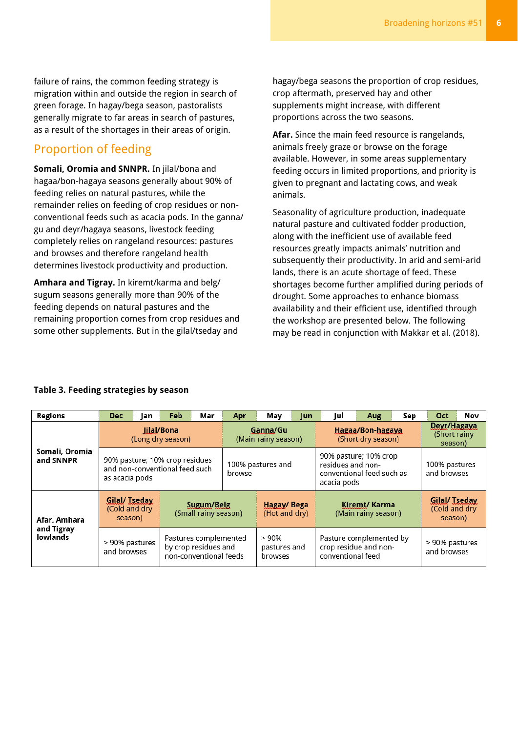failure of rains, the common feeding strategy is migration within and outside the region in search of green forage. In hagay/bega season, pastoralists generally migrate to far areas in search of pastures, as a result of the shortages in their areas of origin.

## Proportion of feeding

**Somali, Oromia and SNNPR.** In jilal/bona and hagaa/bon-hagaya seasons generally about 90% of feeding relies on natural pastures, while the remainder relies on feeding of crop residues or non-conventional feeds such as acacia pods. In the ganna/gu and deyr/hagaya seasons, livestock feeding completely relies on rangeland resources: pastures and browses and therefore rangeland health determines livestock productivity and production.

**Amhara and Tigray.** In kiremt/karma and belg/sugum seasons generally more than 90% of the feeding depends on natural pastures and the remaining proportion comes from crop residues and some other supplements. But in the gilal/tseday and hagay/bega seasons the proportion of crop residues, crop aftermath, preserved hay and other supplements might increase, with different proportions across the two seasons.

**Afar.** Since the main feed resource is rangelands, animals freely graze or browse on the forage available. However, in some areas supplementary feeding occurs in limited proportions, and priority is given to pregnant and lactating cows, and weak animals.

Seasonality of agriculture production, inadequate natural pasture and cultivated fodder production, along with the inefficient use of available feed resources greatly impacts animals' nutrition and subsequently their productivity. In arid and semi-arid lands, there is an acute shortage of feed. These shortages become further amplified during periods of drought. Some approaches to enhance biomass availability and their efficient use, identified through the workshop are presented below. The following may be read in conjunction with Makkar et al. (2018).

**Table 3. Feeding strategies by season**

| Regions | Dec | Jan | Feb | Mar | Apr | May | Jun | Jul | Aug | Sep | Oct | Nov |
|---|---|---|---|---|---|---|---|---|---|---|---|---|
| Somali, Oromia and SNNPR | **Jilal/Bona** (Long dry season) | | | | **Ganna/Gu** (Main rainy season) | | | **Hagaa/Bon-hagaya** (Short dry season) | | | **Deyr/Hagaya** (Short rainy season) | |
| | 90% pasture; 10% crop residues and non-conventional feed such as acacia pods | | | | 100% pastures and browse | | | 90% pasture; 10% crop residues and non-conventional feed such as acacia pods | | | 100% pastures and browses | |
| Afar, Amhara and Tigray lowlands | **Gilal/ Tseday** (Cold and dry season) | | **Sugum/Belg** (Small rainy season) | | | **Hagay/ Bega** (Hot and dry) | | **Kiremt/ Karma** (Main rainy season) | | | **Gilal/ Tseday** (Cold and dry season) | |
| | > 90% pastures and browses | | Pastures complemented by crop residues and non-conventional feeds | | | > 90% pastures and browses | | Pasture complemented by crop residue and non-conventional feed | | | > 90% pastures and browses | |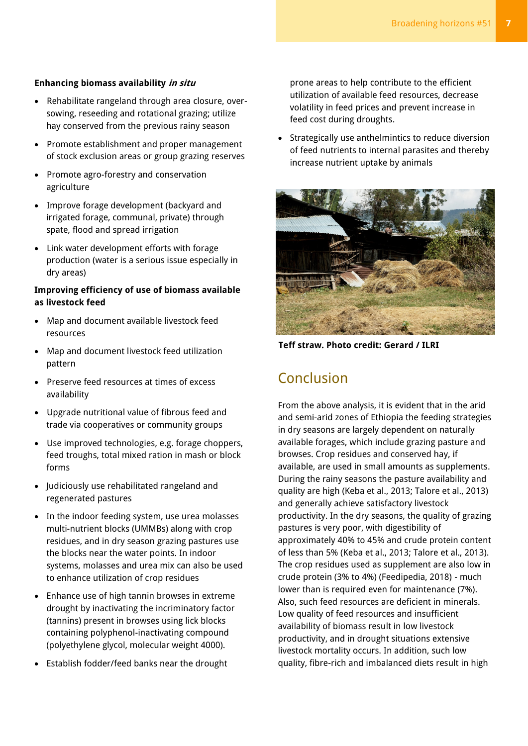**Enhancing biomass availability *in situ***

- Rehabilitate rangeland through area closure, over-sowing, reseeding and rotational grazing; utilize hay conserved from the previous rainy season
- Promote establishment and proper management of stock exclusion areas or group grazing reserves
- Promote agro-forestry and conservation agriculture
- Improve forage development (backyard and irrigated forage, communal, private) through spate, flood and spread irrigation
- Link water development efforts with forage production (water is a serious issue especially in dry areas)

**Improving efficiency of use of biomass available as livestock feed**

- Map and document available livestock feed resources
- Map and document livestock feed utilization pattern
- Preserve feed resources at times of excess availability
- Upgrade nutritional value of fibrous feed and trade via cooperatives or community groups
- Use improved technologies, e.g. forage choppers, feed troughs, total mixed ration in mash or block forms
- Judiciously use rehabilitated rangeland and regenerated pastures
- In the indoor feeding system, use urea molasses multi-nutrient blocks (UMMBs) along with crop residues, and in dry season grazing pastures use the blocks near the water points. In indoor systems, molasses and urea mix can also be used to enhance utilization of crop residues
- Enhance use of high tannin browses in extreme drought by inactivating the incriminatory factor (tannins) present in browses using lick blocks containing polyphenol-inactivating compound (polyethylene glycol, molecular weight 4000).
- Establish fodder/feed banks near the drought prone areas to help contribute to the efficient utilization of available feed resources, decrease volatility in feed prices and prevent increase in feed cost during droughts.
- Strategically use anthelmintics to reduce diversion of feed nutrients to internal parasites and thereby increase nutrient uptake by animals

**Teff straw. Photo credit: Gerard / ILRI**

## Conclusion

From the above analysis, it is evident that in the arid and semi-arid zones of Ethiopia the feeding strategies in dry seasons are largely dependent on naturally available forages, which include grazing pasture and browses. Crop residues and conserved hay, if available, are used in small amounts as supplements. During the rainy seasons the pasture availability and quality are high (Keba et al., 2013; Talore et al., 2013) and generally achieve satisfactory livestock productivity. In the dry seasons, the quality of grazing pastures is very poor, with digestibility of approximately 40% to 45% and crude protein content of less than 5% (Keba et al., 2013; Talore et al., 2013). The crop residues used as supplement are also low in crude protein (3% to 4%) (Feedipedia, 2018) - much lower than is required even for maintenance (7%). Also, such feed resources are deficient in minerals. Low quality of feed resources and insufficient availability of biomass result in low livestock productivity, and in drought situations extensive livestock mortality occurs. In addition, such low quality, fibre-rich and imbalanced diets result in high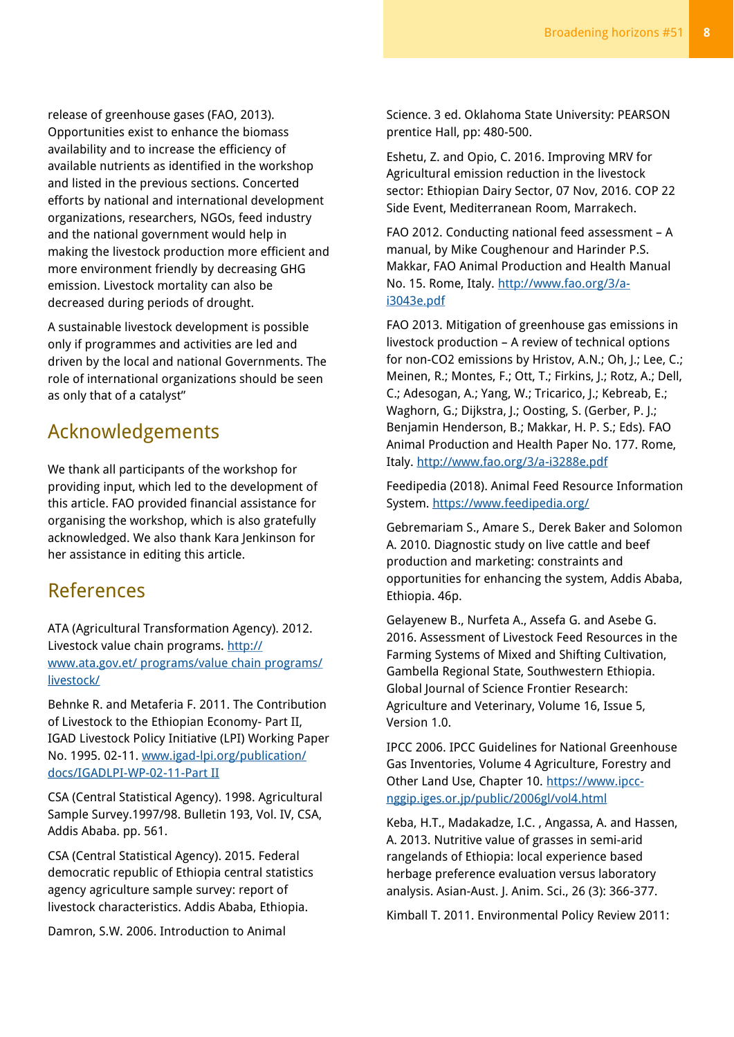release of greenhouse gases (FAO, 2013). Opportunities exist to enhance the biomass availability and to increase the efficiency of available nutrients as identified in the workshop and listed in the previous sections. Concerted efforts by national and international development organizations, researchers, NGOs, feed industry and the national government would help in making the livestock production more efficient and more environment friendly by decreasing GHG emission. Livestock mortality can also be decreased during periods of drought.

A sustainable livestock development is possible only if programmes and activities are led and driven by the local and national Governments. The role of international organizations should be seen as only that of a catalyst"

## Acknowledgements

We thank all participants of the workshop for providing input, which led to the development of this article. FAO provided financial assistance for organising the workshop, which is also gratefully acknowledged. We also thank Kara Jenkinson for her assistance in editing this article.

## References

ATA (Agricultural Transformation Agency). 2012. Livestock value chain programs. http://www.ata.gov.et/ programs/value chain programs/livestock/

Behnke R. and Metaferia F. 2011. The Contribution of Livestock to the Ethiopian Economy- Part II, IGAD Livestock Policy Initiative (LPI) Working Paper No. 1995. 02-11. www.igad-lpi.org/publication/docs/IGADLPI-WP-02-11-Part II

CSA (Central Statistical Agency). 1998. Agricultural Sample Survey.1997/98. Bulletin 193, Vol. IV, CSA, Addis Ababa. pp. 561.

CSA (Central Statistical Agency). 2015. Federal democratic republic of Ethiopia central statistics agency agriculture sample survey: report of livestock characteristics. Addis Ababa, Ethiopia.

Damron, S.W. 2006. Introduction to Animal Science. 3 ed. Oklahoma State University: PEARSON prentice Hall, pp: 480-500.

Eshetu, Z. and Opio, C. 2016. Improving MRV for Agricultural emission reduction in the livestock sector: Ethiopian Dairy Sector, 07 Nov, 2016. COP 22 Side Event, Mediterranean Room, Marrakech.

FAO 2012. Conducting national feed assessment – A manual, by Mike Coughenour and Harinder P.S. Makkar, FAO Animal Production and Health Manual No. 15. Rome, Italy. http://www.fao.org/3/a-i3043e.pdf

FAO 2013. Mitigation of greenhouse gas emissions in livestock production – A review of technical options for non-CO2 emissions by Hristov, A.N.; Oh, J.; Lee, C.; Meinen, R.; Montes, F.; Ott, T.; Firkins, J.; Rotz, A.; Dell, C.; Adesogan, A.; Yang, W.; Tricarico, J.; Kebreab, E.; Waghorn, G.; Dijkstra, J.; Oosting, S. (Gerber, P. J.; Benjamin Henderson, B.; Makkar, H. P. S.; Eds). FAO Animal Production and Health Paper No. 177. Rome, Italy. http://www.fao.org/3/a-i3288e.pdf

Feedipedia (2018). Animal Feed Resource Information System. https://www.feedipedia.org/

Gebremariam S., Amare S., Derek Baker and Solomon A. 2010. Diagnostic study on live cattle and beef production and marketing: constraints and opportunities for enhancing the system, Addis Ababa, Ethiopia. 46p.

Gelayenew B., Nurfeta A., Assefa G. and Asebe G. 2016. Assessment of Livestock Feed Resources in the Farming Systems of Mixed and Shifting Cultivation, Gambella Regional State, Southwestern Ethiopia. Global Journal of Science Frontier Research: Agriculture and Veterinary, Volume 16, Issue 5, Version 1.0.

IPCC 2006. IPCC Guidelines for National Greenhouse Gas Inventories, Volume 4 Agriculture, Forestry and Other Land Use, Chapter 10. https://www.ipcc-nggip.iges.or.jp/public/2006gl/vol4.html

Keba, H.T., Madakadze, I.C. , Angassa, A. and Hassen, A. 2013. Nutritive value of grasses in semi-arid rangelands of Ethiopia: local experience based herbage preference evaluation versus laboratory analysis. Asian-Aust. J. Anim. Sci., 26 (3): 366-377.

Kimball T. 2011. Environmental Policy Review 2011: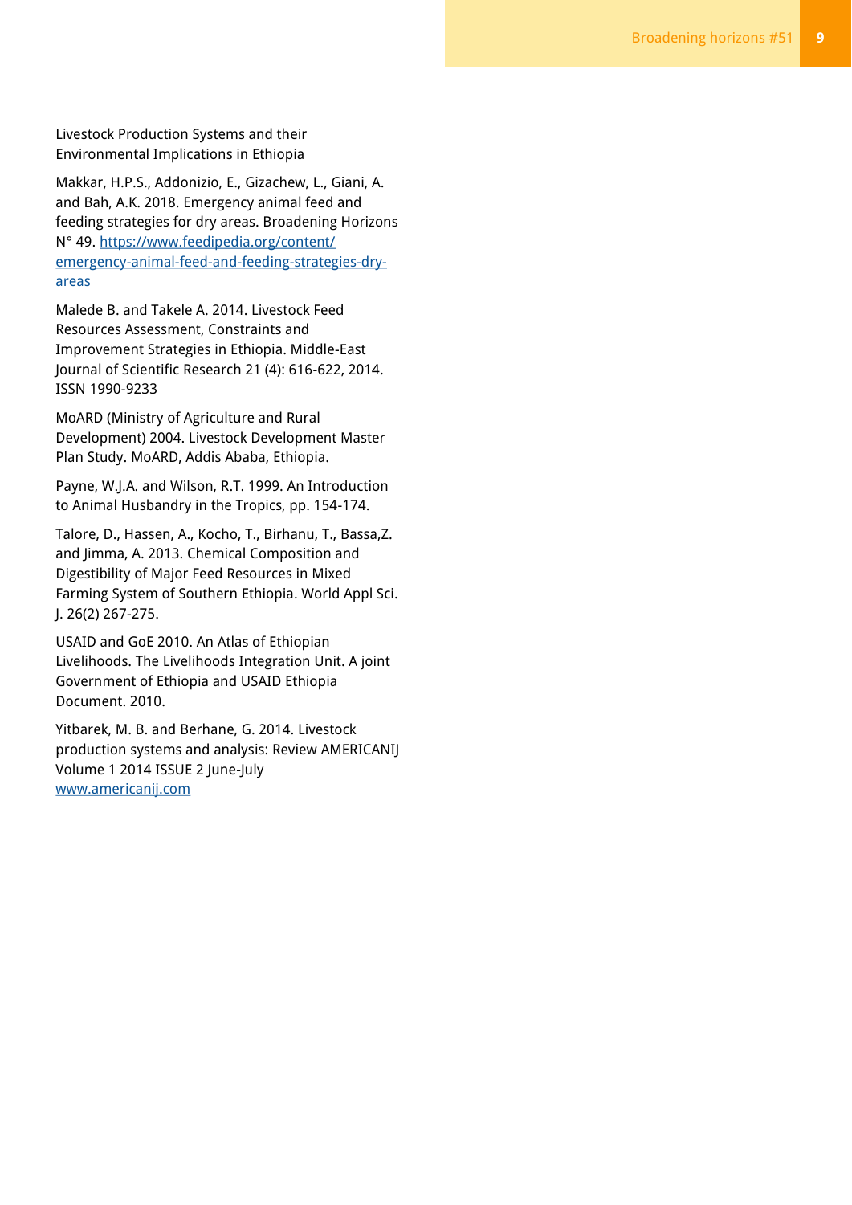Livestock Production Systems and their Environmental Implications in Ethiopia

Makkar, H.P.S., Addonizio, E., Gizachew, L., Giani, A. and Bah, A.K. 2018. Emergency animal feed and feeding strategies for dry areas. Broadening Horizons N° 49. https://www.feedipedia.org/content/emergency-animal-feed-and-feeding-strategies-dry-areas

Malede B. and Takele A. 2014. Livestock Feed Resources Assessment, Constraints and Improvement Strategies in Ethiopia. Middle-East Journal of Scientific Research 21 (4): 616-622, 2014. ISSN 1990-9233

MoARD (Ministry of Agriculture and Rural Development) 2004. Livestock Development Master Plan Study. MoARD, Addis Ababa, Ethiopia.

Payne, W.J.A. and Wilson, R.T. 1999. An Introduction to Animal Husbandry in the Tropics, pp. 154-174.

Talore, D., Hassen, A., Kocho, T., Birhanu, T., Bassa,Z. and Jimma, A. 2013. Chemical Composition and Digestibility of Major Feed Resources in Mixed Farming System of Southern Ethiopia. World Appl Sci. J. 26(2) 267-275.

USAID and GoE 2010. An Atlas of Ethiopian Livelihoods. The Livelihoods Integration Unit. A joint Government of Ethiopia and USAID Ethiopia Document. 2010.

Yitbarek, M. B. and Berhane, G. 2014. Livestock production systems and analysis: Review AMERICANIJ Volume 1 2014 ISSUE 2 June-July www.americanij.com